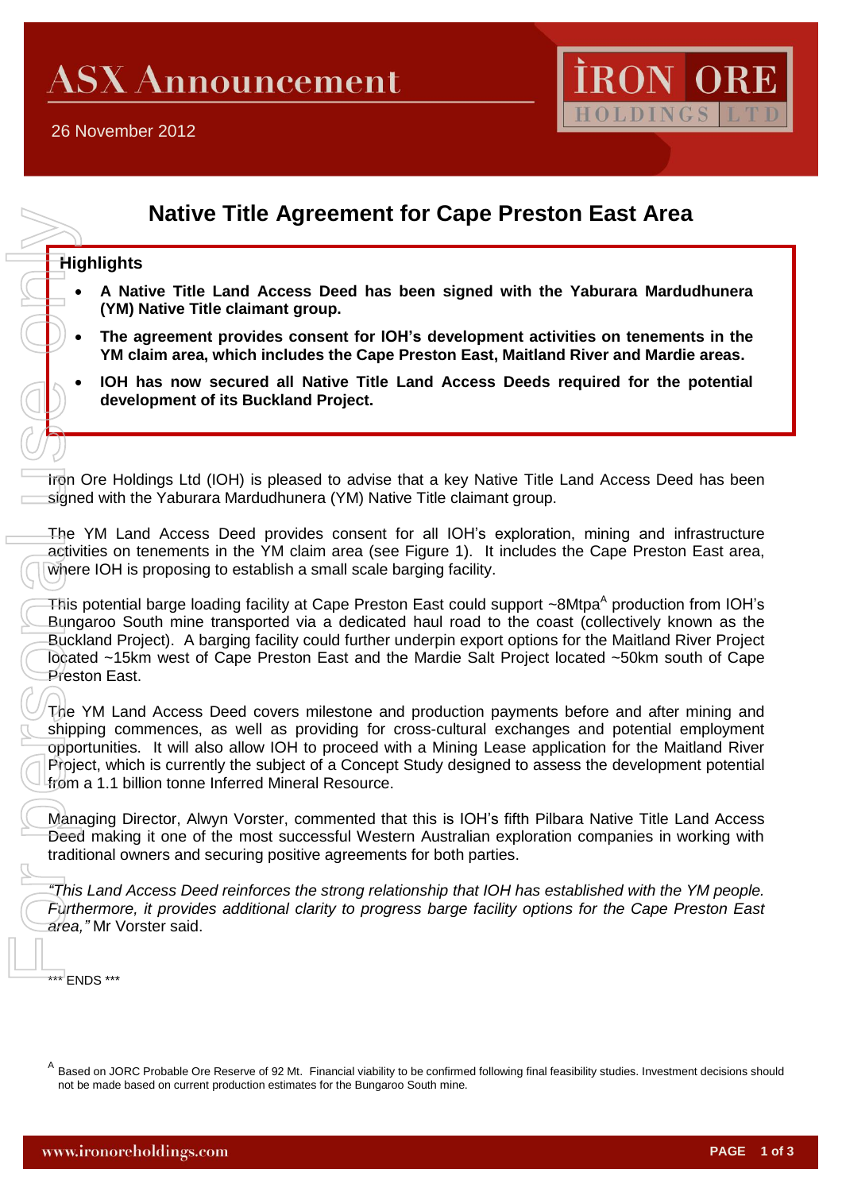ASX Announcement

26 November 2012

# Native Title Agreement for Cape Preston East Area

## Highlights

- **A Native Title Land Access Deed has been signed with the Yaburara Mardudhunera (YM) Native Title claimant group.**
- **The agreement provides consent for IOH's development activities on tenements in the YM claim area, which includes the Cape Preston East, Maitland River and Mardie areas.**
- **IOH has now secured all Native Title Land Access Deeds required for the potential development of its Buckland Project.**

Iron Ore Holdings Ltd (IOH) is pleased to advise that a key Native Title Land Access Deed has been signed with the Yaburara Mardudhunera (YM) Native Title claimant group.

The YM Land Access Deed provides consent for all IOH's exploration, mining and infrastructure activities on tenements in the YM claim area (see Figure 1). It includes the Cape Preston East area, where IOH is proposing to establish a small scale barging facility.

This potential barge loading facility at Cape Preston East could support ~8Mtpa[A] production from IOH's Bungaroo South mine transported via a dedicated haul road to the coast (collectively known as the Buckland Project). A barging facility could further underpin export options for the Maitland River Project located ~15km west of Cape Preston East and the Mardie Salt Project located ~50km south of Cape Preston East.

The YM Land Access Deed covers milestone and production payments before and after mining and shipping commences, as well as providing for cross-cultural exchanges and potential employment opportunities. It will also allow IOH to proceed with a Mining Lease application for the Maitland River Project, which is currently the subject of a Concept Study designed to assess the development potential from a 1.1 billion tonne Inferred Mineral Resource.

Managing Director, Alwyn Vorster, commented that this is IOH's fifth Pilbara Native Title Land Access Deed making it one of the most successful Western Australian exploration companies in working with traditional owners and securing positive agreements for both parties.

*"This Land Access Deed reinforces the strong relationship that IOH has established with the YM people. Furthermore, it provides additional clarity to progress barge facility options for the Cape Preston East area,"* Mr Vorster said.

*** ENDS ***

[A] Based on JORC Probable Ore Reserve of 92 Mt. Financial viability to be confirmed following final feasibility studies. Investment decisions should not be made based on current production estimates for the Bungaroo South mine.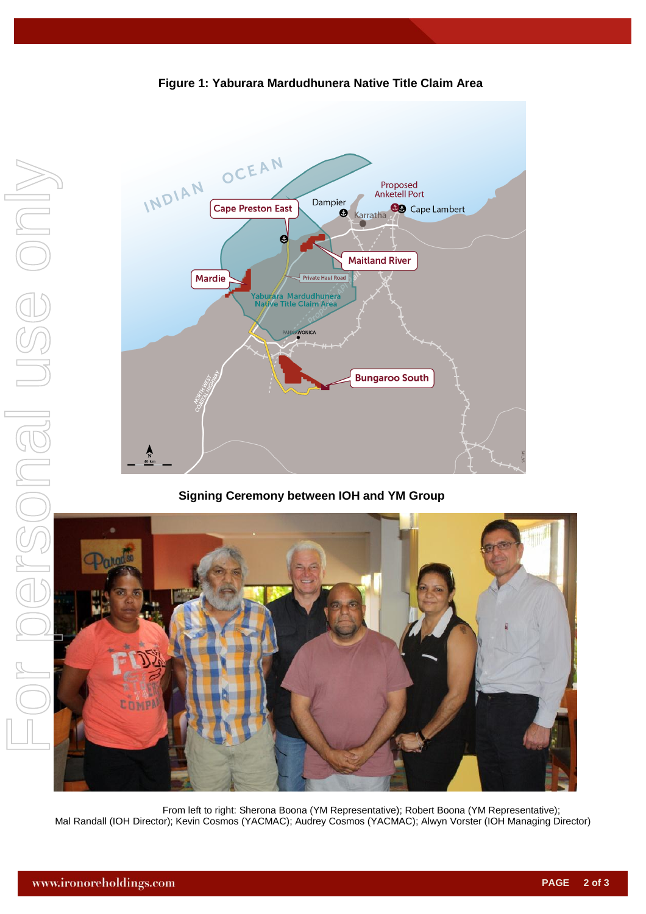**Figure 1: Yaburara Mardudhunera Native Title Claim Area**

**Signing Ceremony between IOH and YM Group**

From left to right: Sherona Boona (YM Representative); Robert Boona (YM Representative); Mal Randall (IOH Director); Kevin Cosmos (YACMAC); Audrey Cosmos (YACMAC); Alwyn Vorster (IOH Managing Director)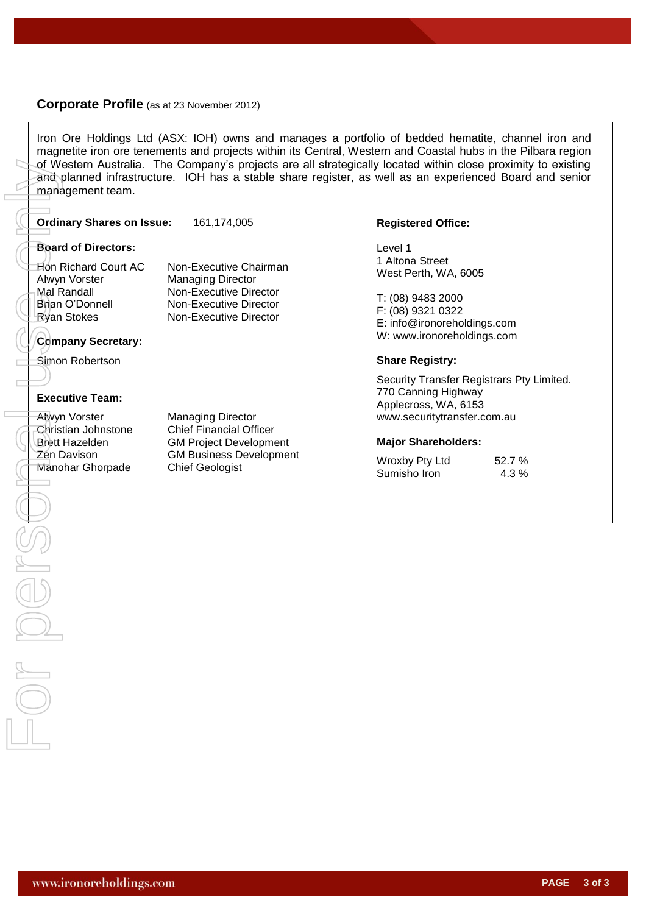## Corporate Profile (as at 23 November 2012)

Iron Ore Holdings Ltd (ASX: IOH) owns and manages a portfolio of bedded hematite, channel iron and magnetite iron ore tenements and projects within its Central, Western and Coastal hubs in the Pilbara region of Western Australia. The Company's projects are all strategically located within close proximity to existing and planned infrastructure. IOH has a stable share register, as well as an experienced Board and senior management team.

**Ordinary Shares on Issue:** 161,174,005

**Board of Directors:**

| | |
|---|---|
| Hon Richard Court AC | Non-Executive Chairman |
| Alwyn Vorster | Managing Director |
| Mal Randall | Non-Executive Director |
| Brian O'Donnell | Non-Executive Director |
| Ryan Stokes | Non-Executive Director |

**Company Secretary:**

Simon Robertson

**Executive Team:**

| | |
|---|---|
| Alwyn Vorster | Managing Director |
| Christian Johnstone | Chief Financial Officer |
| Brett Hazelden | GM Project Development |
| Zen Davison | GM Business Development |
| Manohar Ghorpade | Chief Geologist |

**Registered Office:**

Level 1
1 Altona Street
West Perth, WA, 6005

T: (08) 9483 2000
F: (08) 9321 0322
E: info@ironoreholdings.com
W: www.ironoreholdings.com

**Share Registry:**

Security Transfer Registrars Pty Limited.
770 Canning Highway
Applecross, WA, 6153
www.securitytransfer.com.au

**Major Shareholders:**

| | |
|---|---|
| Wroxby Pty Ltd | 52.7 % |
| Sumisho Iron | 4.3 % |